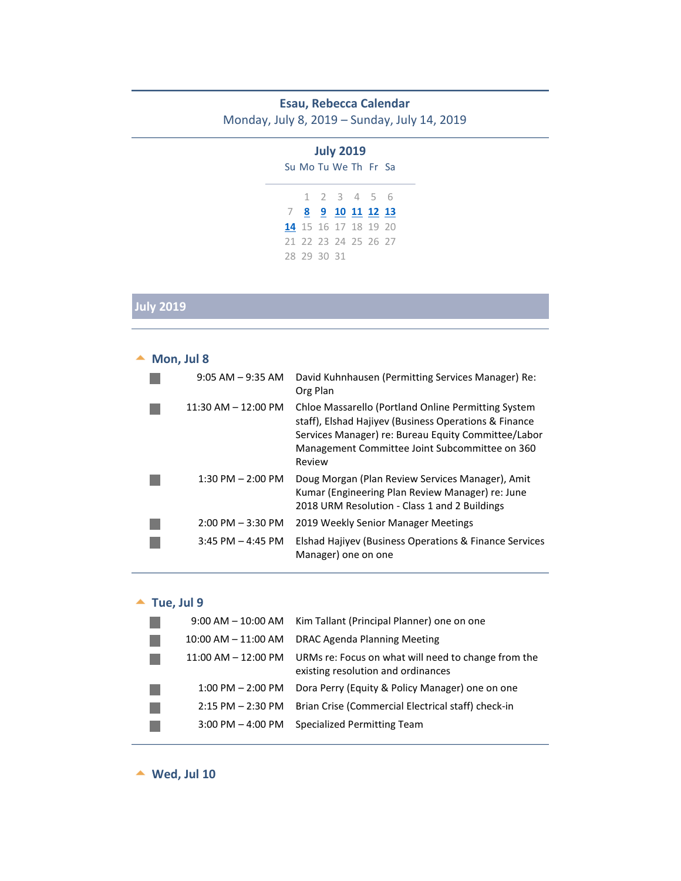# Esau, Rebecca Calendar

Monday, July 8, 2019 – Sunday, July 14, 2019

**July 2019**

| Su | Mo | Tu | We | Th | Fr | Sa |
|---|---|---|---|---|---|---|
| | 1 | 2 | 3 | 4 | 5 | 6 |
| 7 | 8 | 9 | 10 | 11 | 12 | 13 |
| 14 | 15 | 16 | 17 | 18 | 19 | 20 |
| 21 | 22 | 23 | 24 | 25 | 26 | 27 |
| 28 | 29 | 30 | 31 | | | |

## July 2019

### Mon, Jul 8

| Time | Event |
|---|---|
| 9:05 AM – 9:35 AM | David Kuhnhausen (Permitting Services Manager) Re: Org Plan |
| 11:30 AM – 12:00 PM | Chloe Massarello (Portland Online Permitting System staff), Elshad Hajiyev (Business Operations & Finance Services Manager) re: Bureau Equity Committee/Labor Management Committee Joint Subcommittee on 360 Review |
| 1:30 PM – 2:00 PM | Doug Morgan (Plan Review Services Manager), Amit Kumar (Engineering Plan Review Manager) re: June 2018 URM Resolution - Class 1 and 2 Buildings |
| 2:00 PM – 3:30 PM | 2019 Weekly Senior Manager Meetings |
| 3:45 PM – 4:45 PM | Elshad Hajiyev (Business Operations & Finance Services Manager) one on one |

### Tue, Jul 9

| Time | Event |
|---|---|
| 9:00 AM – 10:00 AM | Kim Tallant (Principal Planner) one on one |
| 10:00 AM – 11:00 AM | DRAC Agenda Planning Meeting |
| 11:00 AM – 12:00 PM | URMs re: Focus on what will need to change from the existing resolution and ordinances |
| 1:00 PM – 2:00 PM | Dora Perry (Equity & Policy Manager) one on one |
| 2:15 PM – 2:30 PM | Brian Crise (Commercial Electrical staff) check-in |
| 3:00 PM – 4:00 PM | Specialized Permitting Team |

### Wed, Jul 10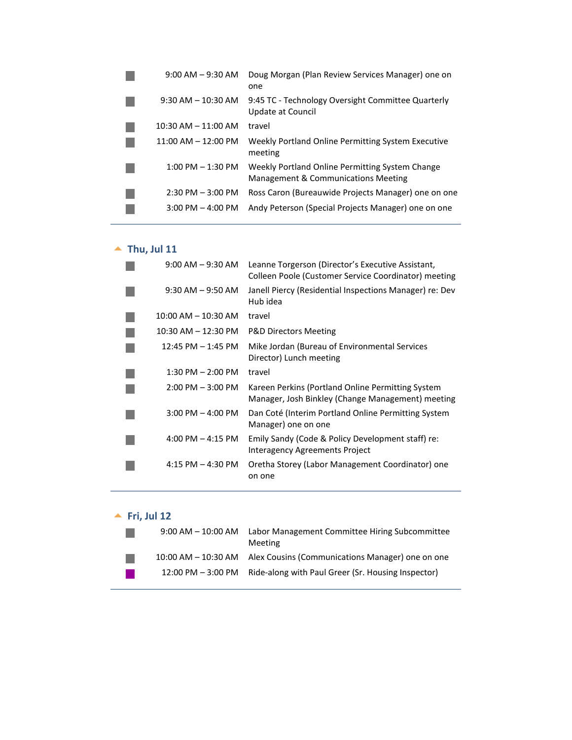| | |
|---|---|
| 9:00 AM – 9:30 AM | Doug Morgan (Plan Review Services Manager) one on one |
| 9:30 AM – 10:30 AM | 9:45 TC - Technology Oversight Committee Quarterly Update at Council |
| 10:30 AM – 11:00 AM | travel |
| 11:00 AM – 12:00 PM | Weekly Portland Online Permitting System Executive meeting |
| 1:00 PM – 1:30 PM | Weekly Portland Online Permitting System Change Management & Communications Meeting |
| 2:30 PM – 3:00 PM | Ross Caron (Bureauwide Projects Manager) one on one |
| 3:00 PM – 4:00 PM | Andy Peterson (Special Projects Manager) one on one |

## Thu, Jul 11

| | |
|---|---|
| 9:00 AM – 9:30 AM | Leanne Torgerson (Director's Executive Assistant, Colleen Poole (Customer Service Coordinator) meeting |
| 9:30 AM – 9:50 AM | Janell Piercy (Residential Inspections Manager) re: Dev Hub idea |
| 10:00 AM – 10:30 AM | travel |
| 10:30 AM – 12:30 PM | P&D Directors Meeting |
| 12:45 PM – 1:45 PM | Mike Jordan (Bureau of Environmental Services Director) Lunch meeting |
| 1:30 PM – 2:00 PM | travel |
| 2:00 PM – 3:00 PM | Kareen Perkins (Portland Online Permitting System Manager, Josh Binkley (Change Management) meeting |
| 3:00 PM – 4:00 PM | Dan Coté (Interim Portland Online Permitting System Manager) one on one |
| 4:00 PM – 4:15 PM | Emily Sandy (Code & Policy Development staff) re: Interagency Agreements Project |
| 4:15 PM – 4:30 PM | Oretha Storey (Labor Management Coordinator) one on one |

## Fri, Jul 12

| | |
|---|---|
| 9:00 AM – 10:00 AM | Labor Management Committee Hiring Subcommittee Meeting |
| 10:00 AM – 10:30 AM | Alex Cousins (Communications Manager) one on one |
| 12:00 PM – 3:00 PM | Ride-along with Paul Greer (Sr. Housing Inspector) |